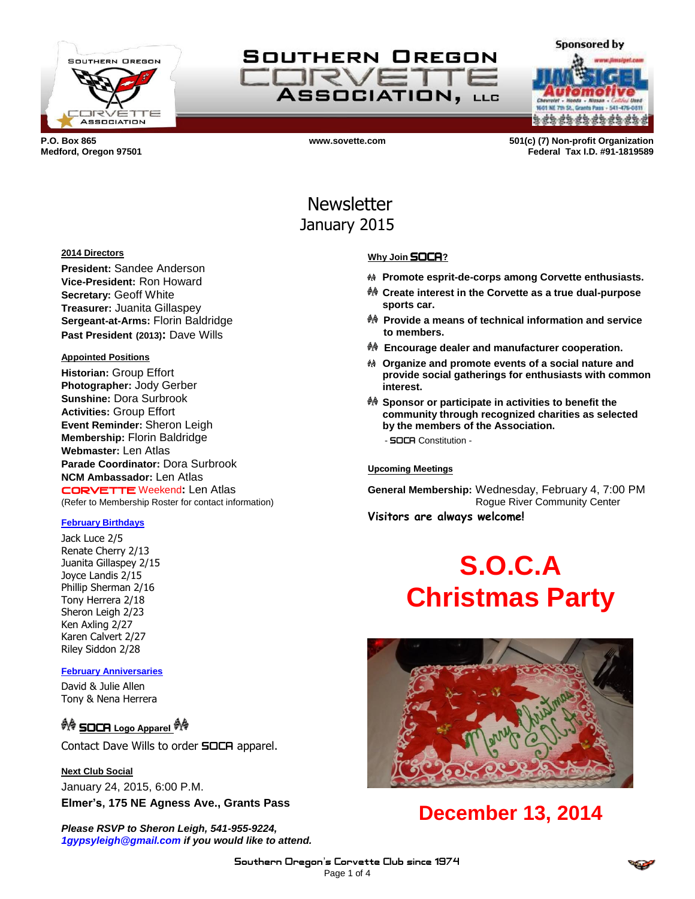# Southern Oregon Corvette Association, LLC

Sponsored by Jim Sigel Automotive

P.O. Box 865
Medford, Oregon 97501

www.sovette.com

501(c) (7) Non-profit Organization
Federal Tax I.D. #91-1819589

## Newsletter
## January 2015

### 2014 Directors

**President:** Sandee Anderson
**Vice-President:** Ron Howard
**Secretary:** Geoff White
**Treasurer:** Juanita Gillaspey
**Sergeant-at-Arms:** Florin Baldridge
**Past President (2013):** Dave Wills

### Appointed Positions

**Historian:** Group Effort
**Photographer:** Jody Gerber
**Sunshine:** Dora Surbrook
**Activities:** Group Effort
**Event Reminder:** Sheron Leigh
**Membership:** Florin Baldridge
**Webmaster:** Len Atlas
**Parade Coordinator:** Dora Surbrook
**NCM Ambassador:** Len Atlas
**CORVETTE Weekend:** Len Atlas
(Refer to Membership Roster for contact information)

### February Birthdays

Jack Luce 2/5
Renate Cherry 2/13
Juanita Gillaspey 2/15
Joyce Landis 2/15
Phillip Sherman 2/16
Tony Herrera 2/18
Sheron Leigh 2/23
Ken Axling 2/27
Karen Calvert 2/27
Riley Siddon 2/28

### February Anniversaries

David & Julie Allen
Tony & Nena Herrera

### SOCA Logo Apparel

Contact Dave Wills to order SOCA apparel.

### Next Club Social

January 24, 2015, 6:00 P.M.
**Elmer's, 175 NE Agness Ave., Grants Pass**

***Please RSVP to Sheron Leigh, 541-955-9224, 1gypsyleigh@gmail.com if you would like to attend.***

### Why Join SOCA?

- **Promote esprit-de-corps among Corvette enthusiasts.**
- **Create interest in the Corvette as a true dual-purpose sports car.**
- **Provide a means of technical information and service to members.**
- **Encourage dealer and manufacturer cooperation.**
- **Organize and promote events of a social nature and provide social gatherings for enthusiasts with common interest.**
- **Sponsor or participate in activities to benefit the community through recognized charities as selected by the members of the Association.**

\- SOCA Constitution -

### Upcoming Meetings

**General Membership:** Wednesday, February 4, 7:00 PM
Rogue River Community Center

**Visitors are always welcome!**

# S.O.C.A Christmas Party

## December 13, 2014

Southern Oregon's Corvette Club since 1974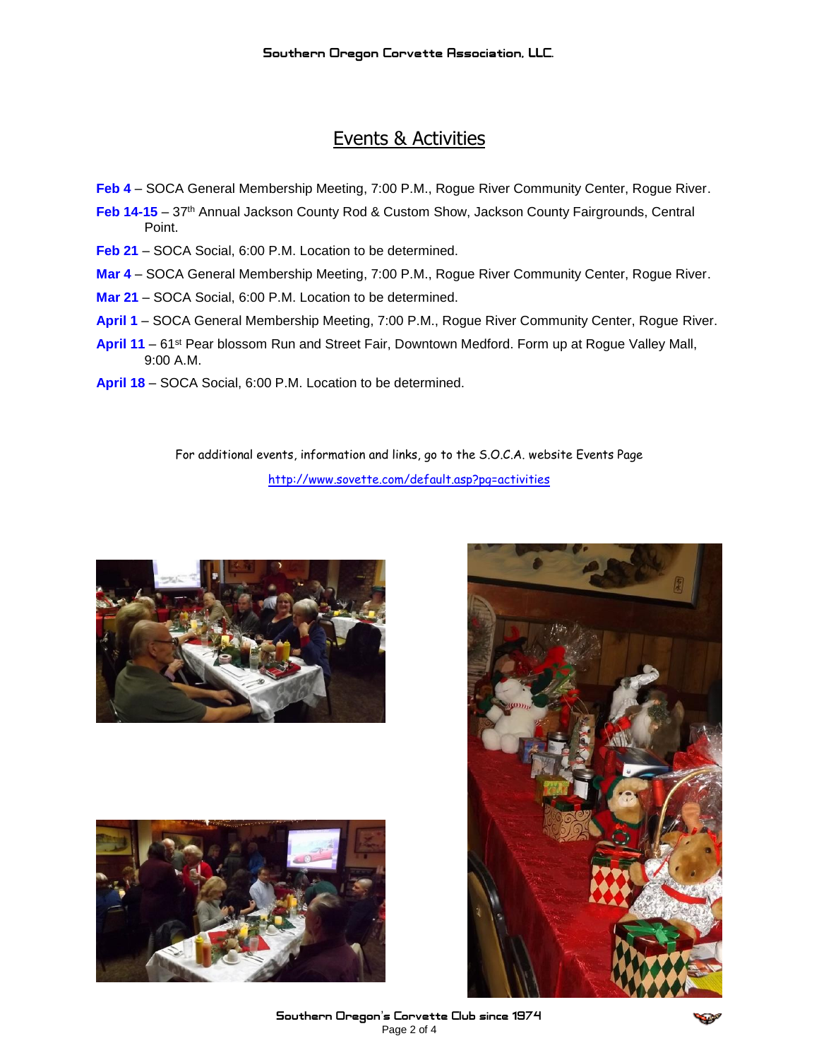# Events & Activities

**Feb 4** – SOCA General Membership Meeting, 7:00 P.M., Rogue River Community Center, Rogue River.

**Feb 14-15** – 37th Annual Jackson County Rod & Custom Show, Jackson County Fairgrounds, Central Point.

**Feb 21** – SOCA Social, 6:00 P.M. Location to be determined.

**Mar 4** – SOCA General Membership Meeting, 7:00 P.M., Rogue River Community Center, Rogue River.

**Mar 21** – SOCA Social, 6:00 P.M. Location to be determined.

**April 1** – SOCA General Membership Meeting, 7:00 P.M., Rogue River Community Center, Rogue River.

**April 11** – 61st Pear blossom Run and Street Fair, Downtown Medford. Form up at Rogue Valley Mall, 9:00 A.M.

**April 18** – SOCA Social, 6:00 P.M. Location to be determined.

For additional events, information and links, go to the S.O.C.A. website Events Page

http://www.sovette.com/default.asp?pg=activities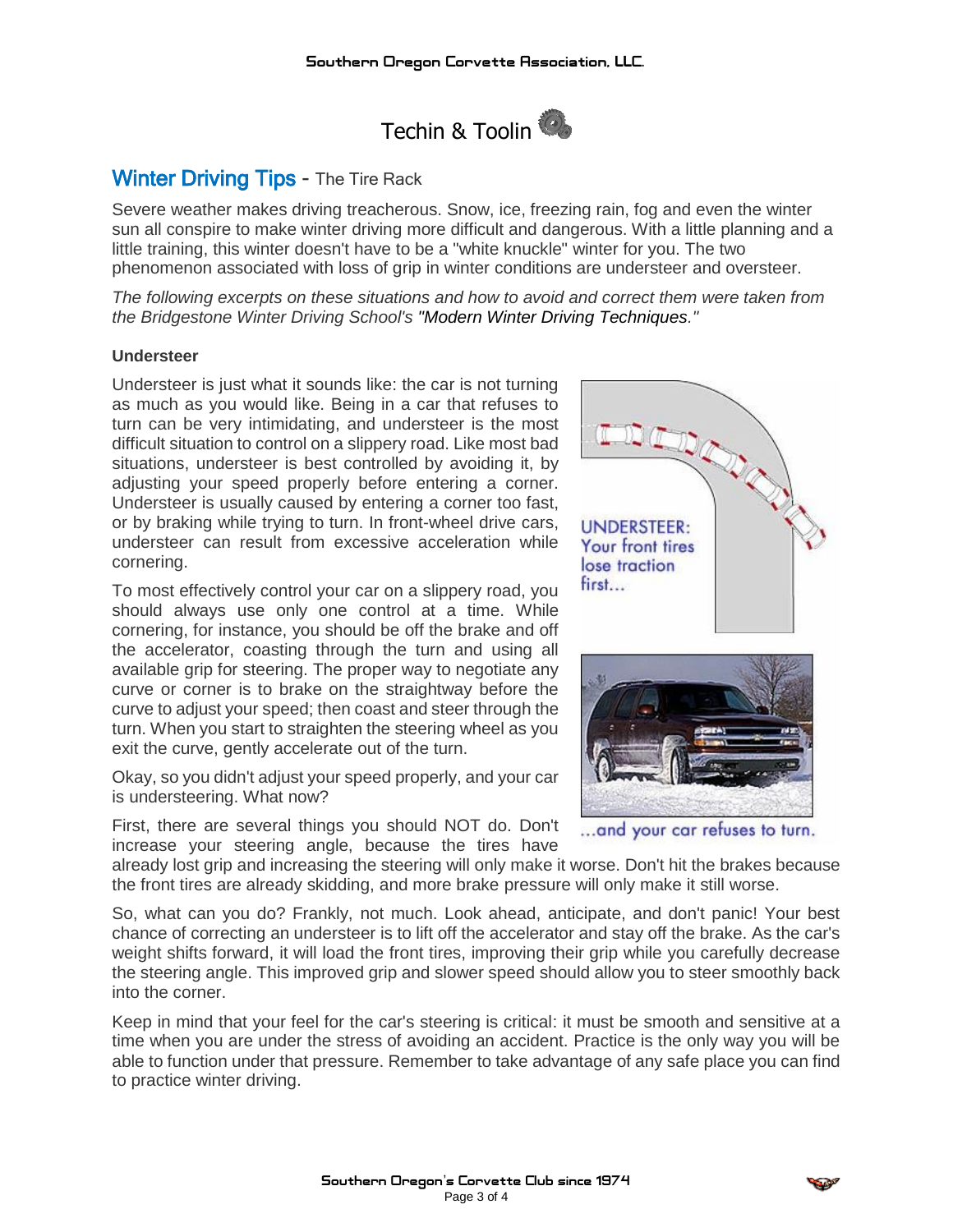# Techin & Toolin

## Winter Driving Tips - The Tire Rack

Severe weather makes driving treacherous. Snow, ice, freezing rain, fog and even the winter sun all conspire to make winter driving more difficult and dangerous. With a little planning and a little training, this winter doesn't have to be a "white knuckle" winter for you. The two phenomenon associated with loss of grip in winter conditions are understeer and oversteer.

*The following excerpts on these situations and how to avoid and correct them were taken from the Bridgestone Winter Driving School's "Modern Winter Driving Techniques."*

**Understeer**

Understeer is just what it sounds like: the car is not turning as much as you would like. Being in a car that refuses to turn can be very intimidating, and understeer is the most difficult situation to control on a slippery road. Like most bad situations, understeer is best controlled by avoiding it, by adjusting your speed properly before entering a corner. Understeer is usually caused by entering a corner too fast, or by braking while trying to turn. In front-wheel drive cars, understeer can result from excessive acceleration while cornering.

UNDERSTEER: Your front tires lose traction first...

...and your car refuses to turn.

To most effectively control your car on a slippery road, you should always use only one control at a time. While cornering, for instance, you should be off the brake and off the accelerator, coasting through the turn and using all available grip for steering. The proper way to negotiate any curve or corner is to brake on the straightway before the curve to adjust your speed; then coast and steer through the turn. When you start to straighten the steering wheel as you exit the curve, gently accelerate out of the turn.

Okay, so you didn't adjust your speed properly, and your car is understeering. What now?

First, there are several things you should NOT do. Don't increase your steering angle, because the tires have already lost grip and increasing the steering will only make it worse. Don't hit the brakes because the front tires are already skidding, and more brake pressure will only make it still worse.

So, what can you do? Frankly, not much. Look ahead, anticipate, and don't panic! Your best chance of correcting an understeer is to lift off the accelerator and stay off the brake. As the car's weight shifts forward, it will load the front tires, improving their grip while you carefully decrease the steering angle. This improved grip and slower speed should allow you to steer smoothly back into the corner.

Keep in mind that your feel for the car's steering is critical: it must be smooth and sensitive at a time when you are under the stress of avoiding an accident. Practice is the only way you will be able to function under that pressure. Remember to take advantage of any safe place you can find to practice winter driving.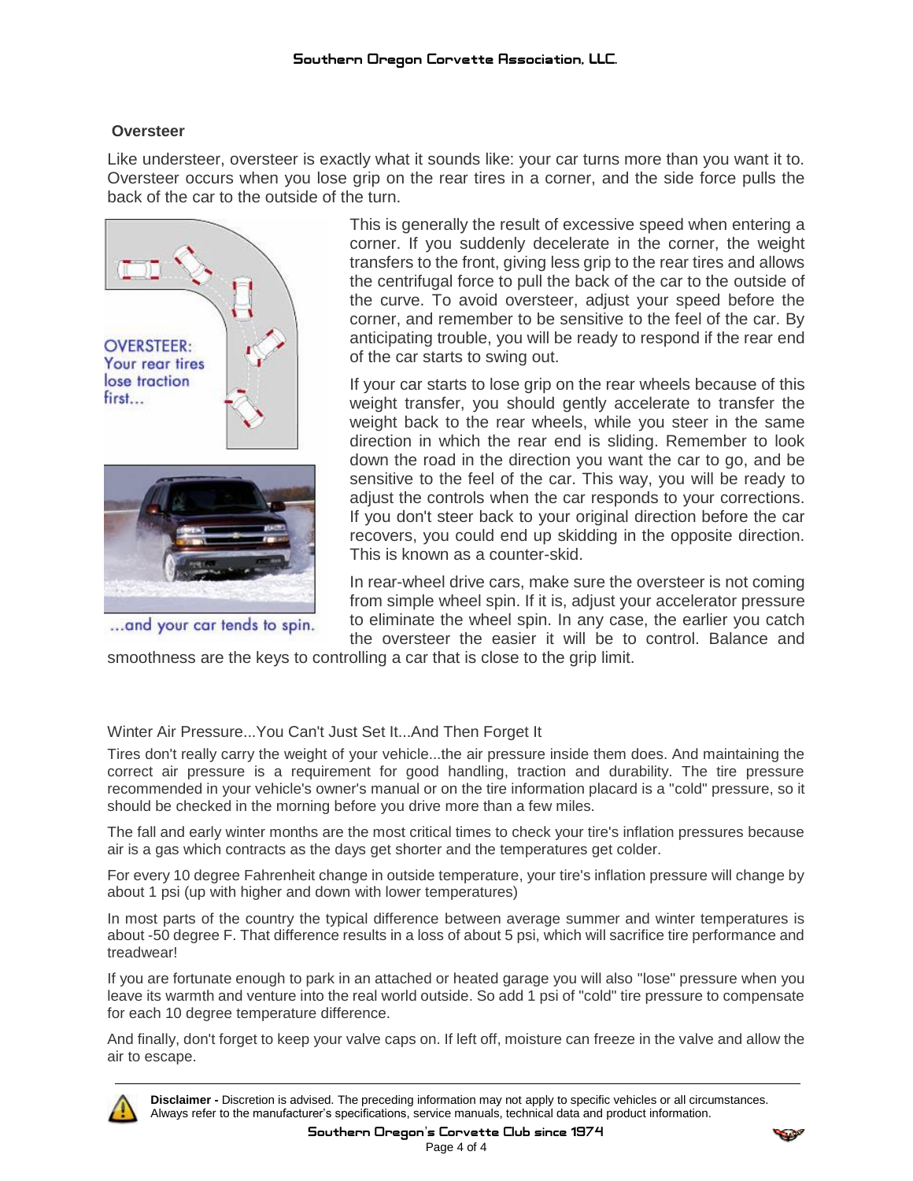**Oversteer**

Like understeer, oversteer is exactly what it sounds like: your car turns more than you want it to. Oversteer occurs when you lose grip on the rear tires in a corner, and the side force pulls the back of the car to the outside of the turn.

OVERSTEER: Your rear tires lose traction first...

...and your car tends to spin.

This is generally the result of excessive speed when entering a corner. If you suddenly decelerate in the corner, the weight transfers to the front, giving less grip to the rear tires and allows the centrifugal force to pull the back of the car to the outside of the curve. To avoid oversteer, adjust your speed before the corner, and remember to be sensitive to the feel of the car. By anticipating trouble, you will be ready to respond if the rear end of the car starts to swing out.

If your car starts to lose grip on the rear wheels because of this weight transfer, you should gently accelerate to transfer the weight back to the rear wheels, while you steer in the same direction in which the rear end is sliding. Remember to look down the road in the direction you want the car to go, and be sensitive to the feel of the car. This way, you will be ready to adjust the controls when the car responds to your corrections. If you don't steer back to your original direction before the car recovers, you could end up skidding in the opposite direction. This is known as a counter-skid.

In rear-wheel drive cars, make sure the oversteer is not coming from simple wheel spin. If it is, adjust your accelerator pressure to eliminate the wheel spin. In any case, the earlier you catch the oversteer the easier it will be to control. Balance and smoothness are the keys to controlling a car that is close to the grip limit.

Winter Air Pressure...You Can't Just Set It...And Then Forget It

Tires don't really carry the weight of your vehicle...the air pressure inside them does. And maintaining the correct air pressure is a requirement for good handling, traction and durability. The tire pressure recommended in your vehicle's owner's manual or on the tire information placard is a "cold" pressure, so it should be checked in the morning before you drive more than a few miles.

The fall and early winter months are the most critical times to check your tire's inflation pressures because air is a gas which contracts as the days get shorter and the temperatures get colder.

For every 10 degree Fahrenheit change in outside temperature, your tire's inflation pressure will change by about 1 psi (up with higher and down with lower temperatures)

In most parts of the country the typical difference between average summer and winter temperatures is about -50 degree F. That difference results in a loss of about 5 psi, which will sacrifice tire performance and treadwear!

If you are fortunate enough to park in an attached or heated garage you will also "lose" pressure when you leave its warmth and venture into the real world outside. So add 1 psi of "cold" tire pressure to compensate for each 10 degree temperature difference.

And finally, don't forget to keep your valve caps on. If left off, moisture can freeze in the valve and allow the air to escape.

---

**Disclaimer -** Discretion is advised. The preceding information may not apply to specific vehicles or all circumstances. Always refer to the manufacturer's specifications, service manuals, technical data and product information.